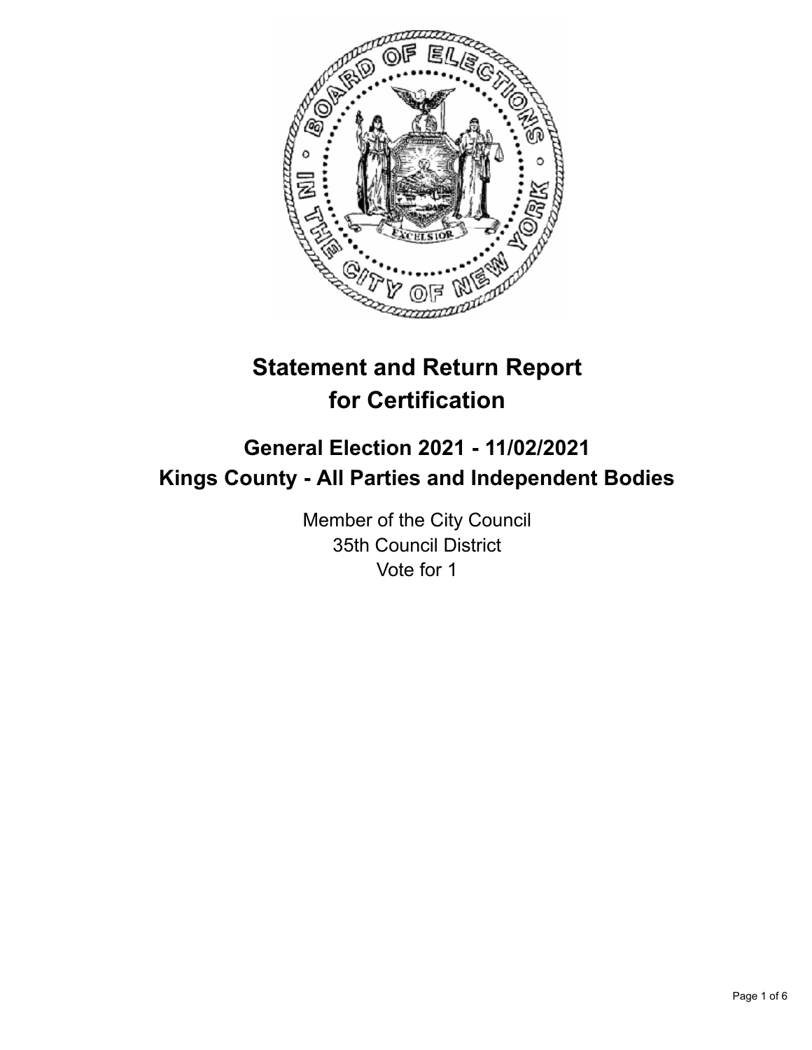# Statement and Return Report for Certification

## General Election 2021 - 11/02/2021
## Kings County - All Parties and Independent Bodies

Member of the City Council
35th Council District
Vote for 1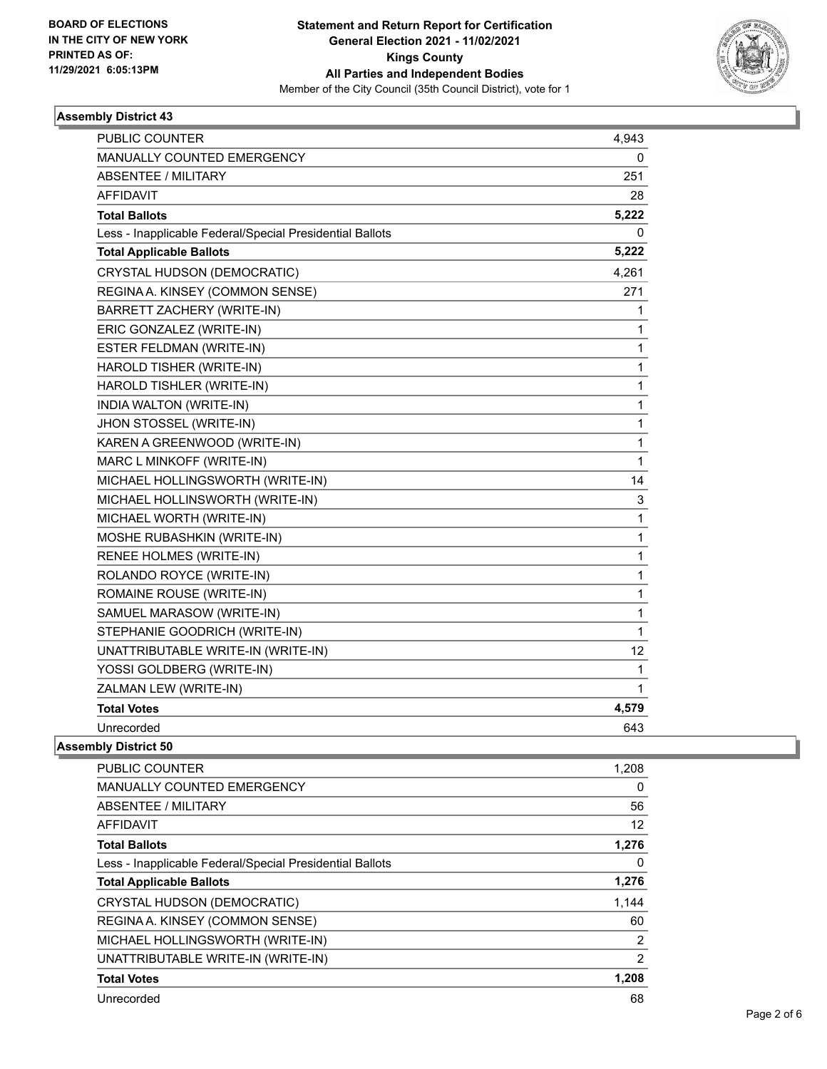**BOARD OF ELECTIONS IN THE CITY OF NEW YORK PRINTED AS OF: 11/29/2021 6:05:13PM**

**Statement and Return Report for Certification**
**General Election 2021 - 11/02/2021**
**Kings County**
**All Parties and Independent Bodies**
Member of the City Council (35th Council District), vote for 1

### Assembly District 43

| | |
|---|---|
| PUBLIC COUNTER | 4,943 |
| MANUALLY COUNTED EMERGENCY | 0 |
| ABSENTEE / MILITARY | 251 |
| AFFIDAVIT | 28 |
| **Total Ballots** | **5,222** |
| Less - Inapplicable Federal/Special Presidential Ballots | 0 |
| **Total Applicable Ballots** | **5,222** |
| CRYSTAL HUDSON (DEMOCRATIC) | 4,261 |
| REGINA A. KINSEY (COMMON SENSE) | 271 |
| BARRETT ZACHERY (WRITE-IN) | 1 |
| ERIC GONZALEZ (WRITE-IN) | 1 |
| ESTER FELDMAN (WRITE-IN) | 1 |
| HAROLD TISHER (WRITE-IN) | 1 |
| HAROLD TISHLER (WRITE-IN) | 1 |
| INDIA WALTON (WRITE-IN) | 1 |
| JHON STOSSEL (WRITE-IN) | 1 |
| KAREN A GREENWOOD (WRITE-IN) | 1 |
| MARC L MINKOFF (WRITE-IN) | 1 |
| MICHAEL HOLLINGSWORTH (WRITE-IN) | 14 |
| MICHAEL HOLLINSWORTH (WRITE-IN) | 3 |
| MICHAEL WORTH (WRITE-IN) | 1 |
| MOSHE RUBASHKIN (WRITE-IN) | 1 |
| RENEE HOLMES (WRITE-IN) | 1 |
| ROLANDO ROYCE (WRITE-IN) | 1 |
| ROMAINE ROUSE (WRITE-IN) | 1 |
| SAMUEL MARASOW (WRITE-IN) | 1 |
| STEPHANIE GOODRICH (WRITE-IN) | 1 |
| UNATTRIBUTABLE WRITE-IN (WRITE-IN) | 12 |
| YOSSI GOLDBERG (WRITE-IN) | 1 |
| ZALMAN LEW (WRITE-IN) | 1 |
| **Total Votes** | **4,579** |
| Unrecorded | 643 |

### Assembly District 50

| | |
|---|---|
| PUBLIC COUNTER | 1,208 |
| MANUALLY COUNTED EMERGENCY | 0 |
| ABSENTEE / MILITARY | 56 |
| AFFIDAVIT | 12 |
| **Total Ballots** | **1,276** |
| Less - Inapplicable Federal/Special Presidential Ballots | 0 |
| **Total Applicable Ballots** | **1,276** |
| CRYSTAL HUDSON (DEMOCRATIC) | 1,144 |
| REGINA A. KINSEY (COMMON SENSE) | 60 |
| MICHAEL HOLLINGSWORTH (WRITE-IN) | 2 |
| UNATTRIBUTABLE WRITE-IN (WRITE-IN) | 2 |
| **Total Votes** | **1,208** |
| Unrecorded | 68 |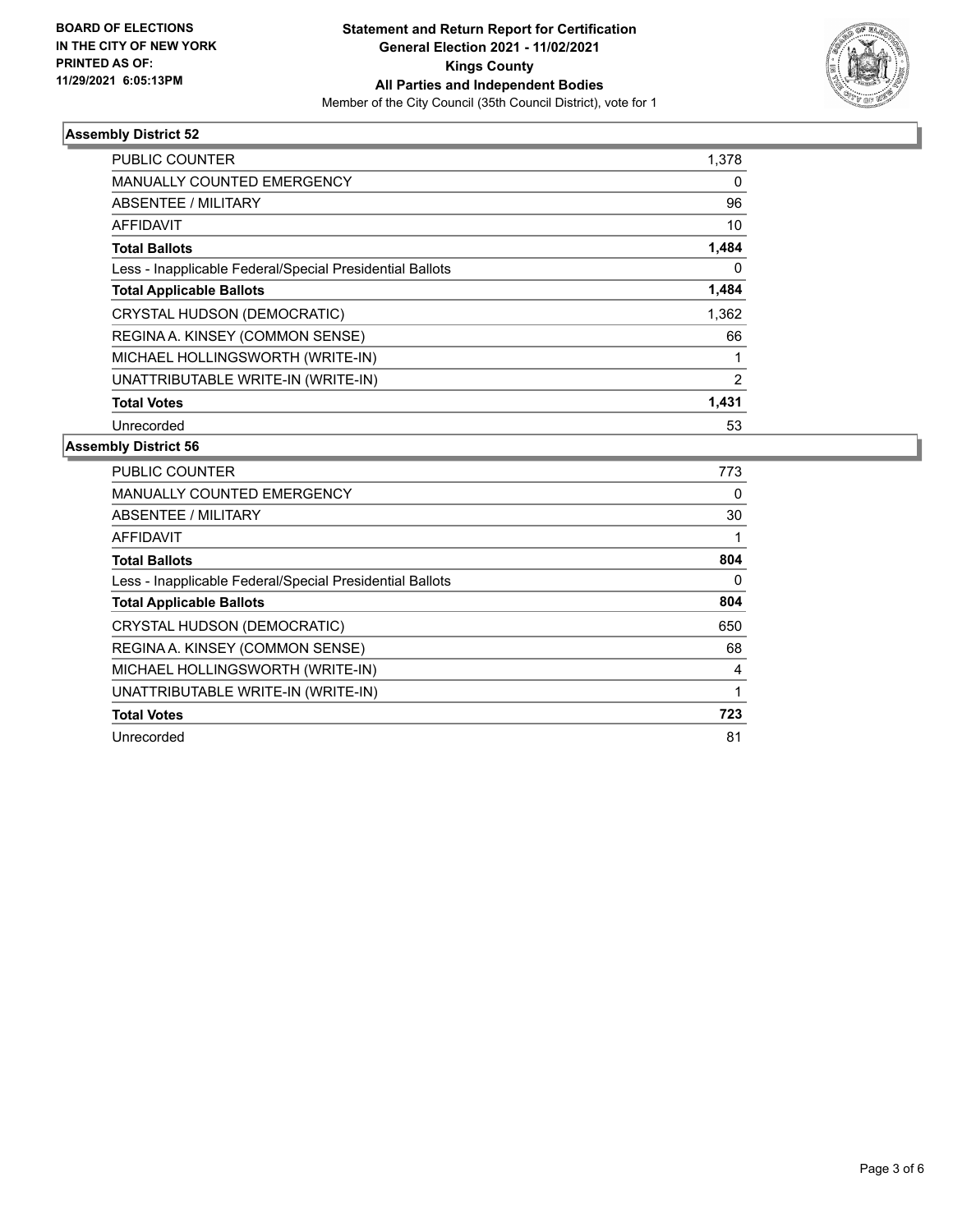**BOARD OF ELECTIONS IN THE CITY OF NEW YORK PRINTED AS OF: 11/29/2021 6:05:13PM**

**Statement and Return Report for Certification**
**General Election 2021 - 11/02/2021**
**Kings County**
**All Parties and Independent Bodies**
Member of the City Council (35th Council District), vote for 1

### Assembly District 52

| | |
|---|---|
| PUBLIC COUNTER | 1,378 |
| MANUALLY COUNTED EMERGENCY | 0 |
| ABSENTEE / MILITARY | 96 |
| AFFIDAVIT | 10 |
| **Total Ballots** | **1,484** |
| Less - Inapplicable Federal/Special Presidential Ballots | 0 |
| **Total Applicable Ballots** | **1,484** |
| CRYSTAL HUDSON (DEMOCRATIC) | 1,362 |
| REGINA A. KINSEY (COMMON SENSE) | 66 |
| MICHAEL HOLLINGSWORTH (WRITE-IN) | 1 |
| UNATTRIBUTABLE WRITE-IN (WRITE-IN) | 2 |
| **Total Votes** | **1,431** |
| Unrecorded | 53 |

### Assembly District 56

| | |
|---|---|
| PUBLIC COUNTER | 773 |
| MANUALLY COUNTED EMERGENCY | 0 |
| ABSENTEE / MILITARY | 30 |
| AFFIDAVIT | 1 |
| **Total Ballots** | **804** |
| Less - Inapplicable Federal/Special Presidential Ballots | 0 |
| **Total Applicable Ballots** | **804** |
| CRYSTAL HUDSON (DEMOCRATIC) | 650 |
| REGINA A. KINSEY (COMMON SENSE) | 68 |
| MICHAEL HOLLINGSWORTH (WRITE-IN) | 4 |
| UNATTRIBUTABLE WRITE-IN (WRITE-IN) | 1 |
| **Total Votes** | **723** |
| Unrecorded | 81 |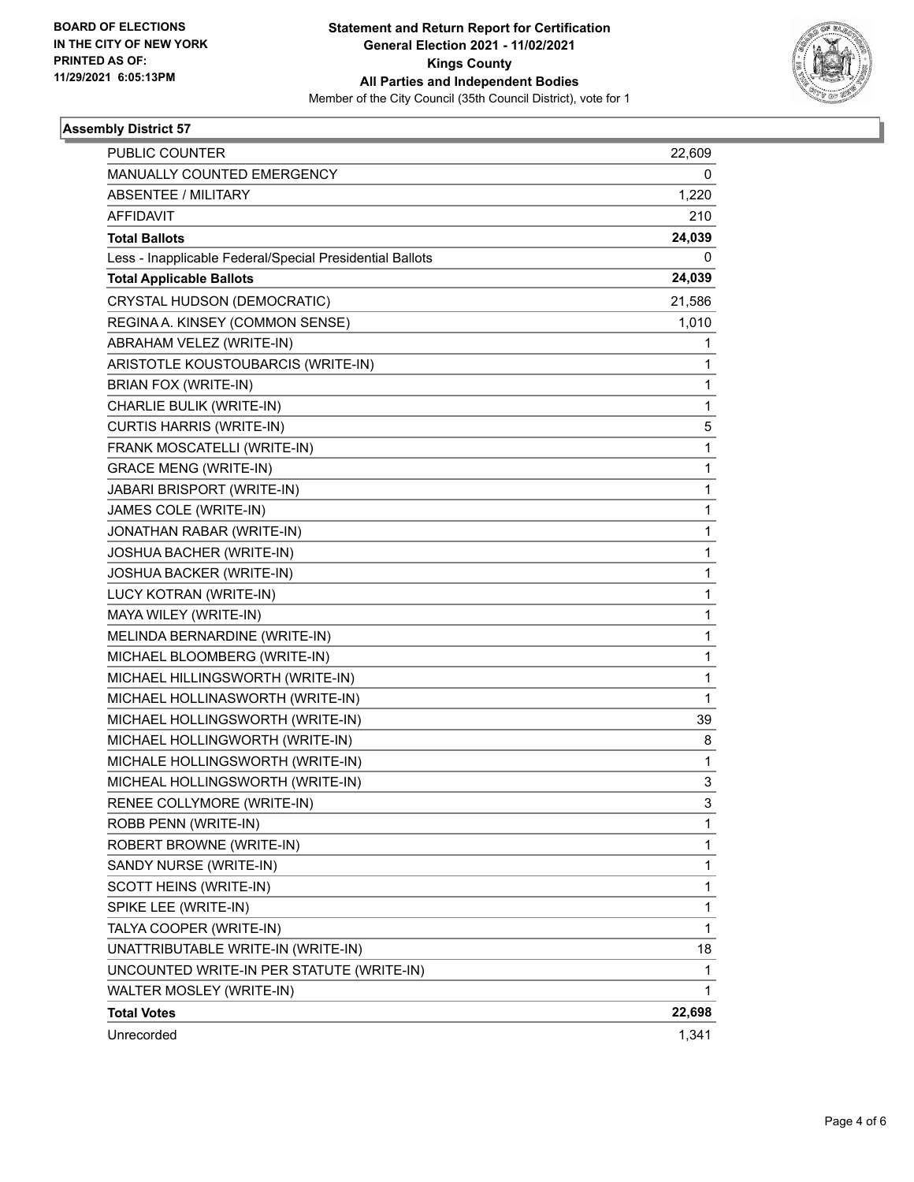BOARD OF ELECTIONS
IN THE CITY OF NEW YORK
PRINTED AS OF:
11/29/2021 6:05:13PM

**Statement and Return Report for Certification**
**General Election 2021 - 11/02/2021**
**Kings County**
**All Parties and Independent Bodies**
Member of the City Council (35th Council District), vote for 1

## Assembly District 57

| | |
|---|---|
| PUBLIC COUNTER | 22,609 |
| MANUALLY COUNTED EMERGENCY | 0 |
| ABSENTEE / MILITARY | 1,220 |
| AFFIDAVIT | 210 |
| **Total Ballots** | **24,039** |
| Less - Inapplicable Federal/Special Presidential Ballots | 0 |
| **Total Applicable Ballots** | **24,039** |
| CRYSTAL HUDSON (DEMOCRATIC) | 21,586 |
| REGINA A. KINSEY (COMMON SENSE) | 1,010 |
| ABRAHAM VELEZ (WRITE-IN) | 1 |
| ARISTOTLE KOUSTOUBARCIS (WRITE-IN) | 1 |
| BRIAN FOX (WRITE-IN) | 1 |
| CHARLIE BULIK (WRITE-IN) | 1 |
| CURTIS HARRIS (WRITE-IN) | 5 |
| FRANK MOSCATELLI (WRITE-IN) | 1 |
| GRACE MENG (WRITE-IN) | 1 |
| JABARI BRISPORT (WRITE-IN) | 1 |
| JAMES COLE (WRITE-IN) | 1 |
| JONATHAN RABAR (WRITE-IN) | 1 |
| JOSHUA BACHER (WRITE-IN) | 1 |
| JOSHUA BACKER (WRITE-IN) | 1 |
| LUCY KOTRAN (WRITE-IN) | 1 |
| MAYA WILEY (WRITE-IN) | 1 |
| MELINDA BERNARDINE (WRITE-IN) | 1 |
| MICHAEL BLOOMBERG (WRITE-IN) | 1 |
| MICHAEL HILLINGSWORTH (WRITE-IN) | 1 |
| MICHAEL HOLLINASWORTH (WRITE-IN) | 1 |
| MICHAEL HOLLINGSWORTH (WRITE-IN) | 39 |
| MICHAEL HOLLINGWORTH (WRITE-IN) | 8 |
| MICHALE HOLLINGSWORTH (WRITE-IN) | 1 |
| MICHEAL HOLLINGSWORTH (WRITE-IN) | 3 |
| RENEE COLLYMORE (WRITE-IN) | 3 |
| ROBB PENN (WRITE-IN) | 1 |
| ROBERT BROWNE (WRITE-IN) | 1 |
| SANDY NURSE (WRITE-IN) | 1 |
| SCOTT HEINS (WRITE-IN) | 1 |
| SPIKE LEE (WRITE-IN) | 1 |
| TALYA COOPER (WRITE-IN) | 1 |
| UNATTRIBUTABLE WRITE-IN (WRITE-IN) | 18 |
| UNCOUNTED WRITE-IN PER STATUTE (WRITE-IN) | 1 |
| WALTER MOSLEY (WRITE-IN) | 1 |
| **Total Votes** | **22,698** |
| Unrecorded | 1,341 |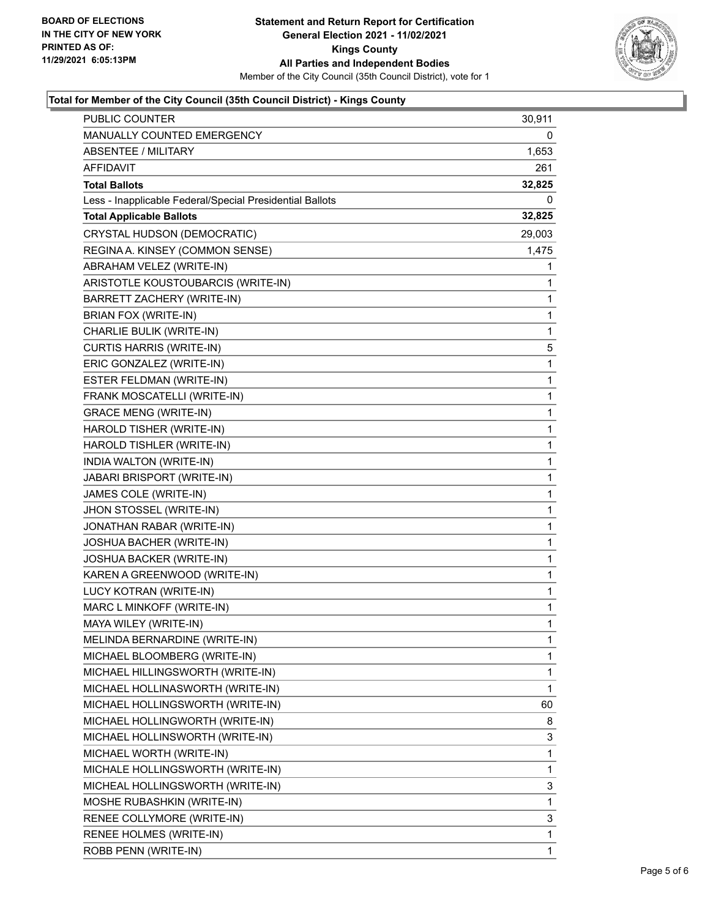**BOARD OF ELECTIONS IN THE CITY OF NEW YORK**
**PRINTED AS OF: 11/29/2021 6:05:13PM**

**Statement and Return Report for Certification**
**General Election 2021 - 11/02/2021**
**Kings County**
**All Parties and Independent Bodies**
Member of the City Council (35th Council District), vote for 1

### Total for Member of the City Council (35th Council District) - Kings County

| | |
|---|---|
| PUBLIC COUNTER | 30,911 |
| MANUALLY COUNTED EMERGENCY | 0 |
| ABSENTEE / MILITARY | 1,653 |
| AFFIDAVIT | 261 |
| **Total Ballots** | **32,825** |
| Less - Inapplicable Federal/Special Presidential Ballots | 0 |
| **Total Applicable Ballots** | **32,825** |
| CRYSTAL HUDSON (DEMOCRATIC) | 29,003 |
| REGINA A. KINSEY (COMMON SENSE) | 1,475 |
| ABRAHAM VELEZ (WRITE-IN) | 1 |
| ARISTOTLE KOUSTOUBARCIS (WRITE-IN) | 1 |
| BARRETT ZACHERY (WRITE-IN) | 1 |
| BRIAN FOX (WRITE-IN) | 1 |
| CHARLIE BULIK (WRITE-IN) | 1 |
| CURTIS HARRIS (WRITE-IN) | 5 |
| ERIC GONZALEZ (WRITE-IN) | 1 |
| ESTER FELDMAN (WRITE-IN) | 1 |
| FRANK MOSCATELLI (WRITE-IN) | 1 |
| GRACE MENG (WRITE-IN) | 1 |
| HAROLD TISHER (WRITE-IN) | 1 |
| HAROLD TISHLER (WRITE-IN) | 1 |
| INDIA WALTON (WRITE-IN) | 1 |
| JABARI BRISPORT (WRITE-IN) | 1 |
| JAMES COLE (WRITE-IN) | 1 |
| JHON STOSSEL (WRITE-IN) | 1 |
| JONATHAN RABAR (WRITE-IN) | 1 |
| JOSHUA BACHER (WRITE-IN) | 1 |
| JOSHUA BACKER (WRITE-IN) | 1 |
| KAREN A GREENWOOD (WRITE-IN) | 1 |
| LUCY KOTRAN (WRITE-IN) | 1 |
| MARC L MINKOFF (WRITE-IN) | 1 |
| MAYA WILEY (WRITE-IN) | 1 |
| MELINDA BERNARDINE (WRITE-IN) | 1 |
| MICHAEL BLOOMBERG (WRITE-IN) | 1 |
| MICHAEL HILLINGSWORTH (WRITE-IN) | 1 |
| MICHAEL HOLLINASWORTH (WRITE-IN) | 1 |
| MICHAEL HOLLINGSWORTH (WRITE-IN) | 60 |
| MICHAEL HOLLINGWORTH (WRITE-IN) | 8 |
| MICHAEL HOLLINSWORTH (WRITE-IN) | 3 |
| MICHAEL WORTH (WRITE-IN) | 1 |
| MICHALE HOLLINGSWORTH (WRITE-IN) | 1 |
| MICHEAL HOLLINGSWORTH (WRITE-IN) | 3 |
| MOSHE RUBASHKIN (WRITE-IN) | 1 |
| RENEE COLLYMORE (WRITE-IN) | 3 |
| RENEE HOLMES (WRITE-IN) | 1 |
| ROBB PENN (WRITE-IN) | 1 |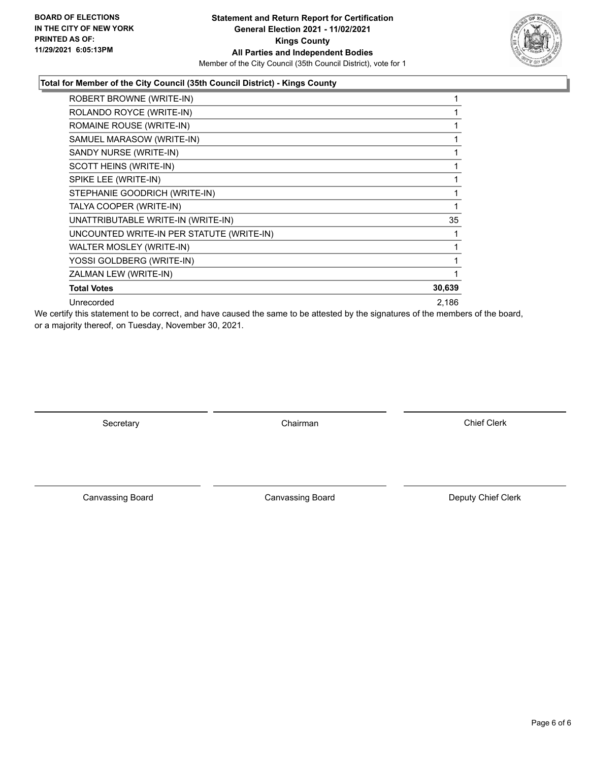**BOARD OF ELECTIONS IN THE CITY OF NEW YORK PRINTED AS OF: 11/29/2021 6:05:13PM**

**Statement and Return Report for Certification General Election 2021 - 11/02/2021 Kings County All Parties and Independent Bodies**

Member of the City Council (35th Council District), vote for 1

### Total for Member of the City Council (35th Council District) - Kings County

| | |
|---|---|
| ROBERT BROWNE (WRITE-IN) | 1 |
| ROLANDO ROYCE (WRITE-IN) | 1 |
| ROMAINE ROUSE (WRITE-IN) | 1 |
| SAMUEL MARASOW (WRITE-IN) | 1 |
| SANDY NURSE (WRITE-IN) | 1 |
| SCOTT HEINS (WRITE-IN) | 1 |
| SPIKE LEE (WRITE-IN) | 1 |
| STEPHANIE GOODRICH (WRITE-IN) | 1 |
| TALYA COOPER (WRITE-IN) | 1 |
| UNATTRIBUTABLE WRITE-IN (WRITE-IN) | 35 |
| UNCOUNTED WRITE-IN PER STATUTE (WRITE-IN) | 1 |
| WALTER MOSLEY (WRITE-IN) | 1 |
| YOSSI GOLDBERG (WRITE-IN) | 1 |
| ZALMAN LEW (WRITE-IN) | 1 |
| **Total Votes** | **30,639** |
| Unrecorded | 2,186 |

We certify this statement to be correct, and have caused the same to be attested by the signatures of the members of the board, or a majority thereof, on Tuesday, November 30, 2021.

Secretary          Chairman          Chief Clerk

Canvassing Board          Canvassing Board          Deputy Chief Clerk